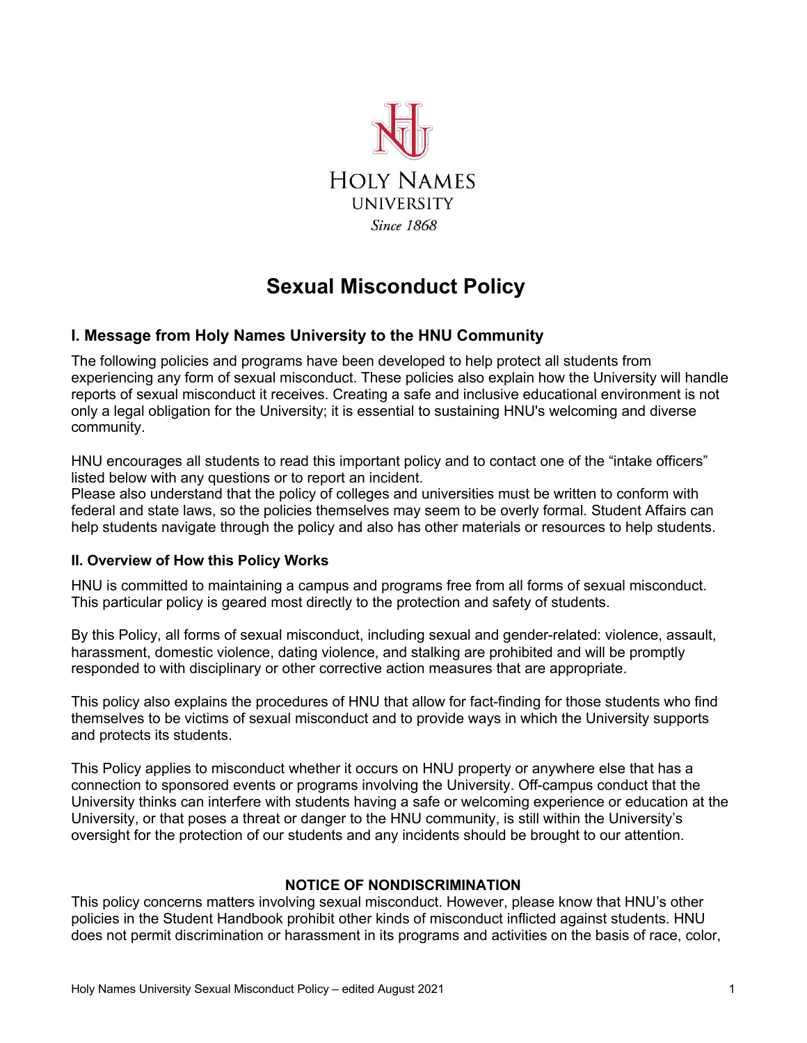HOLY NAMES
UNIVERSITY
*Since 1868*

# Sexual Misconduct Policy

## I. Message from Holy Names University to the HNU Community

The following policies and programs have been developed to help protect all students from experiencing any form of sexual misconduct. These policies also explain how the University will handle reports of sexual misconduct it receives. Creating a safe and inclusive educational environment is not only a legal obligation for the University; it is essential to sustaining HNU's welcoming and diverse community.

HNU encourages all students to read this important policy and to contact one of the "intake officers" listed below with any questions or to report an incident.
Please also understand that the policy of colleges and universities must be written to conform with federal and state laws, so the policies themselves may seem to be overly formal. Student Affairs can help students navigate through the policy and also has other materials or resources to help students.

### II. Overview of How this Policy Works

HNU is committed to maintaining a campus and programs free from all forms of sexual misconduct. This particular policy is geared most directly to the protection and safety of students.

By this Policy, all forms of sexual misconduct, including sexual and gender-related: violence, assault, harassment, domestic violence, dating violence, and stalking are prohibited and will be promptly responded to with disciplinary or other corrective action measures that are appropriate.

This policy also explains the procedures of HNU that allow for fact-finding for those students who find themselves to be victims of sexual misconduct and to provide ways in which the University supports and protects its students.

This Policy applies to misconduct whether it occurs on HNU property or anywhere else that has a connection to sponsored events or programs involving the University. Off-campus conduct that the University thinks can interfere with students having a safe or welcoming experience or education at the University, or that poses a threat or danger to the HNU community, is still within the University's oversight for the protection of our students and any incidents should be brought to our attention.

**NOTICE OF NONDISCRIMINATION**

This policy concerns matters involving sexual misconduct. However, please know that HNU's other policies in the Student Handbook prohibit other kinds of misconduct inflicted against students. HNU does not permit discrimination or harassment in its programs and activities on the basis of race, color,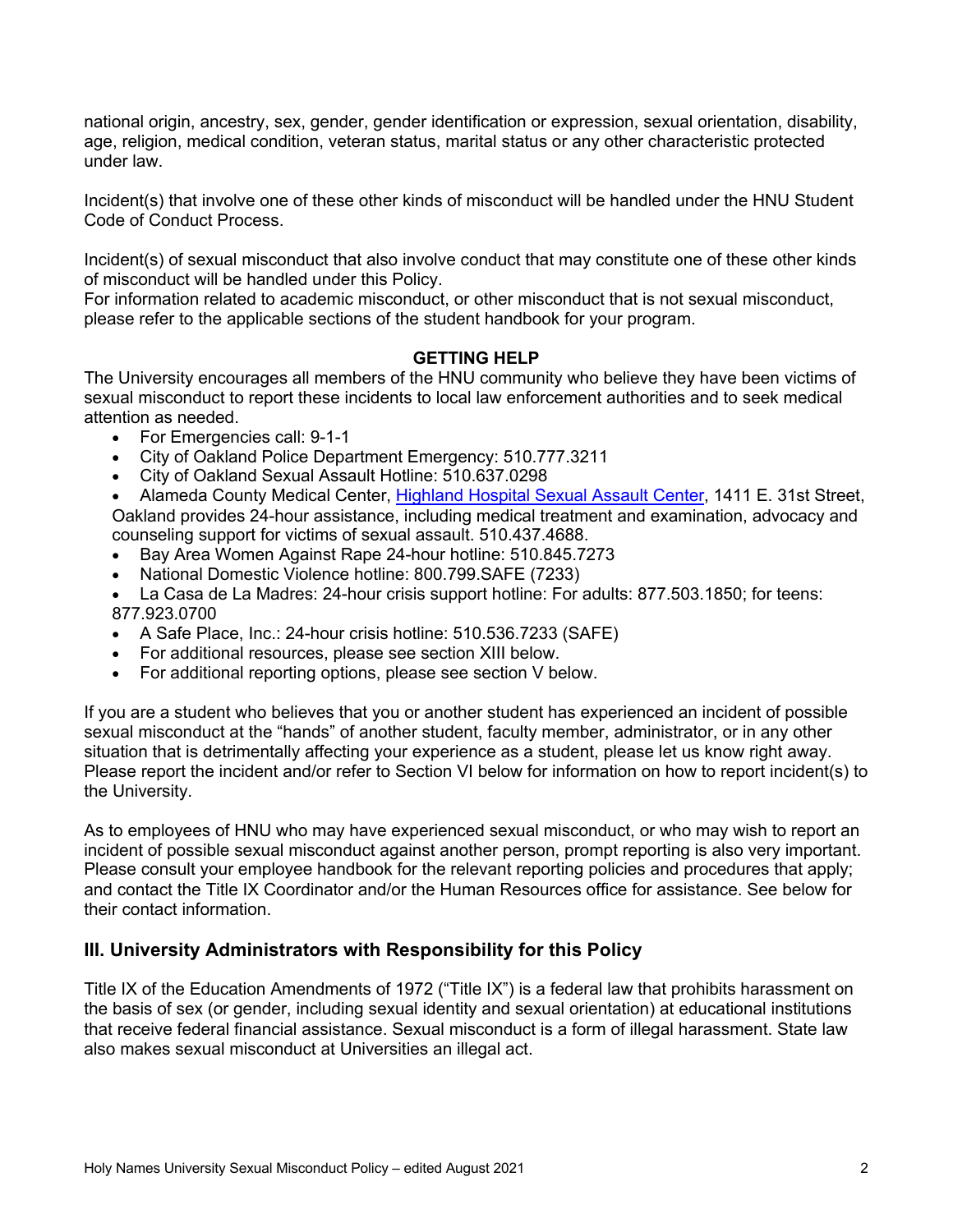national origin, ancestry, sex, gender, gender identification or expression, sexual orientation, disability, age, religion, medical condition, veteran status, marital status or any other characteristic protected under law.

Incident(s) that involve one of these other kinds of misconduct will be handled under the HNU Student Code of Conduct Process.

Incident(s) of sexual misconduct that also involve conduct that may constitute one of these other kinds of misconduct will be handled under this Policy.
For information related to academic misconduct, or other misconduct that is not sexual misconduct, please refer to the applicable sections of the student handbook for your program.

**GETTING HELP**

The University encourages all members of the HNU community who believe they have been victims of sexual misconduct to report these incidents to local law enforcement authorities and to seek medical attention as needed.

- For Emergencies call: 9-1-1
- City of Oakland Police Department Emergency: 510.777.3211
- City of Oakland Sexual Assault Hotline: 510.637.0298
- Alameda County Medical Center, [Highland Hospital Sexual Assault Center](), 1411 E. 31st Street, Oakland provides 24-hour assistance, including medical treatment and examination, advocacy and counseling support for victims of sexual assault. 510.437.4688.
- Bay Area Women Against Rape 24-hour hotline: 510.845.7273
- National Domestic Violence hotline: 800.799.SAFE (7233)
- La Casa de La Madres: 24-hour crisis support hotline: For adults: 877.503.1850; for teens: 877.923.0700
- A Safe Place, Inc.: 24-hour crisis hotline: 510.536.7233 (SAFE)
- For additional resources, please see section XIII below.
- For additional reporting options, please see section V below.

If you are a student who believes that you or another student has experienced an incident of possible sexual misconduct at the "hands" of another student, faculty member, administrator, or in any other situation that is detrimentally affecting your experience as a student, please let us know right away. Please report the incident and/or refer to Section VI below for information on how to report incident(s) to the University.

As to employees of HNU who may have experienced sexual misconduct, or who may wish to report an incident of possible sexual misconduct against another person, prompt reporting is also very important. Please consult your employee handbook for the relevant reporting policies and procedures that apply; and contact the Title IX Coordinator and/or the Human Resources office for assistance. See below for their contact information.

## III. University Administrators with Responsibility for this Policy

Title IX of the Education Amendments of 1972 ("Title IX") is a federal law that prohibits harassment on the basis of sex (or gender, including sexual identity and sexual orientation) at educational institutions that receive federal financial assistance. Sexual misconduct is a form of illegal harassment. State law also makes sexual misconduct at Universities an illegal act.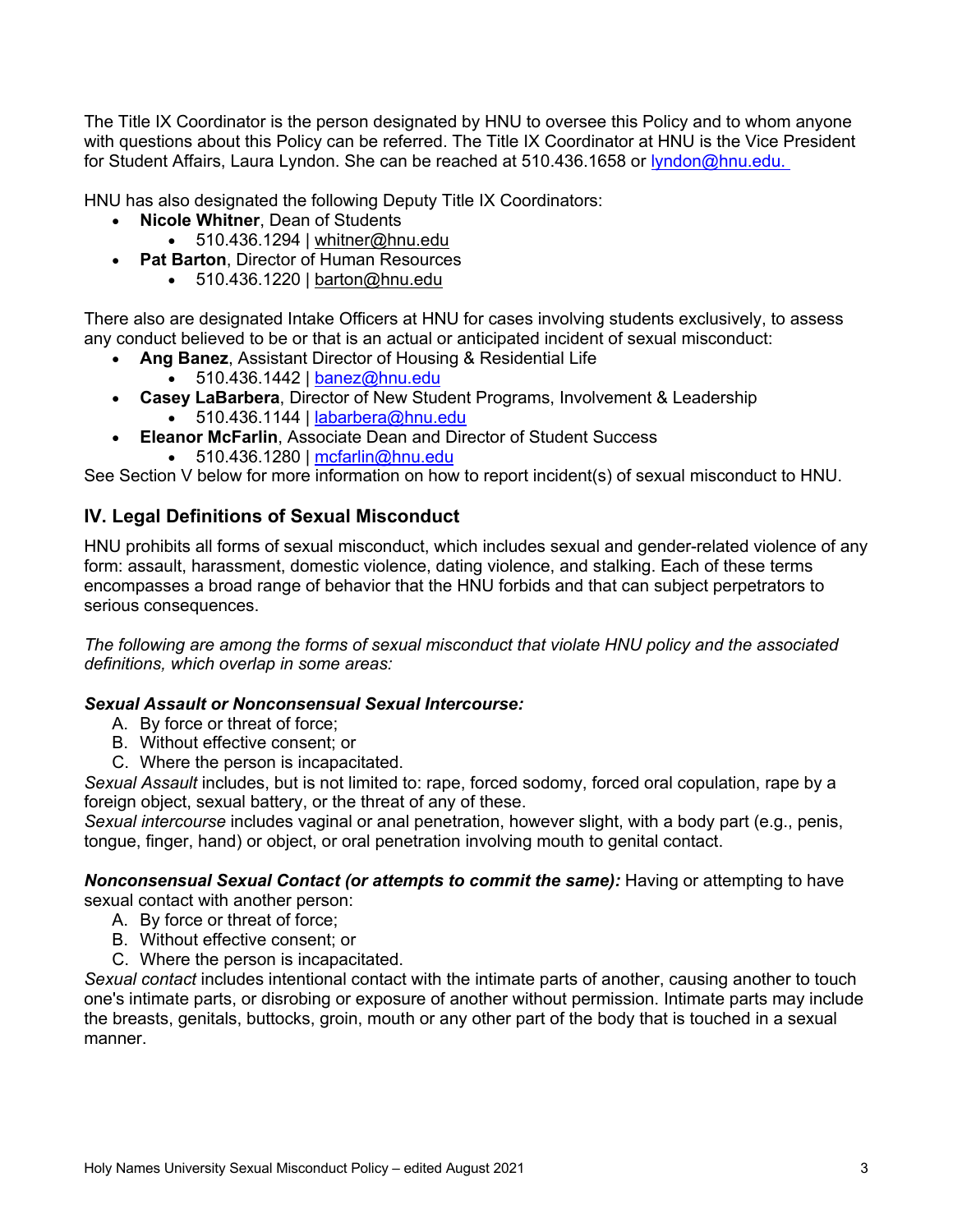The Title IX Coordinator is the person designated by HNU to oversee this Policy and to whom anyone with questions about this Policy can be referred. The Title IX Coordinator at HNU is the Vice President for Student Affairs, Laura Lyndon. She can be reached at 510.436.1658 or lyndon@hnu.edu.

HNU has also designated the following Deputy Title IX Coordinators:

- **Nicole Whitner**, Dean of Students
    - 510.436.1294 | whitner@hnu.edu
- **Pat Barton**, Director of Human Resources
    - 510.436.1220 | barton@hnu.edu

There also are designated Intake Officers at HNU for cases involving students exclusively, to assess any conduct believed to be or that is an actual or anticipated incident of sexual misconduct:

- **Ang Banez**, Assistant Director of Housing & Residential Life
    - 510.436.1442 | banez@hnu.edu
- **Casey LaBarbera**, Director of New Student Programs, Involvement & Leadership
    - 510.436.1144 | labarbera@hnu.edu
- **Eleanor McFarlin**, Associate Dean and Director of Student Success
    - 510.436.1280 | mcfarlin@hnu.edu

See Section V below for more information on how to report incident(s) of sexual misconduct to HNU.

## IV. Legal Definitions of Sexual Misconduct

HNU prohibits all forms of sexual misconduct, which includes sexual and gender-related violence of any form: assault, harassment, domestic violence, dating violence, and stalking. Each of these terms encompasses a broad range of behavior that the HNU forbids and that can subject perpetrators to serious consequences.

*The following are among the forms of sexual misconduct that violate HNU policy and the associated definitions, which overlap in some areas:*

***Sexual Assault or Nonconsensual Sexual Intercourse:***

A. By force or threat of force;
B. Without effective consent; or
C. Where the person is incapacitated.

*Sexual Assault* includes, but is not limited to: rape, forced sodomy, forced oral copulation, rape by a foreign object, sexual battery, or the threat of any of these.
*Sexual intercourse* includes vaginal or anal penetration, however slight, with a body part (e.g., penis, tongue, finger, hand) or object, or oral penetration involving mouth to genital contact.

***Nonconsensual Sexual Contact (or attempts to commit the same):*** Having or attempting to have sexual contact with another person:

A. By force or threat of force;
B. Without effective consent; or
C. Where the person is incapacitated.

*Sexual contact* includes intentional contact with the intimate parts of another, causing another to touch one's intimate parts, or disrobing or exposure of another without permission. Intimate parts may include the breasts, genitals, buttocks, groin, mouth or any other part of the body that is touched in a sexual manner.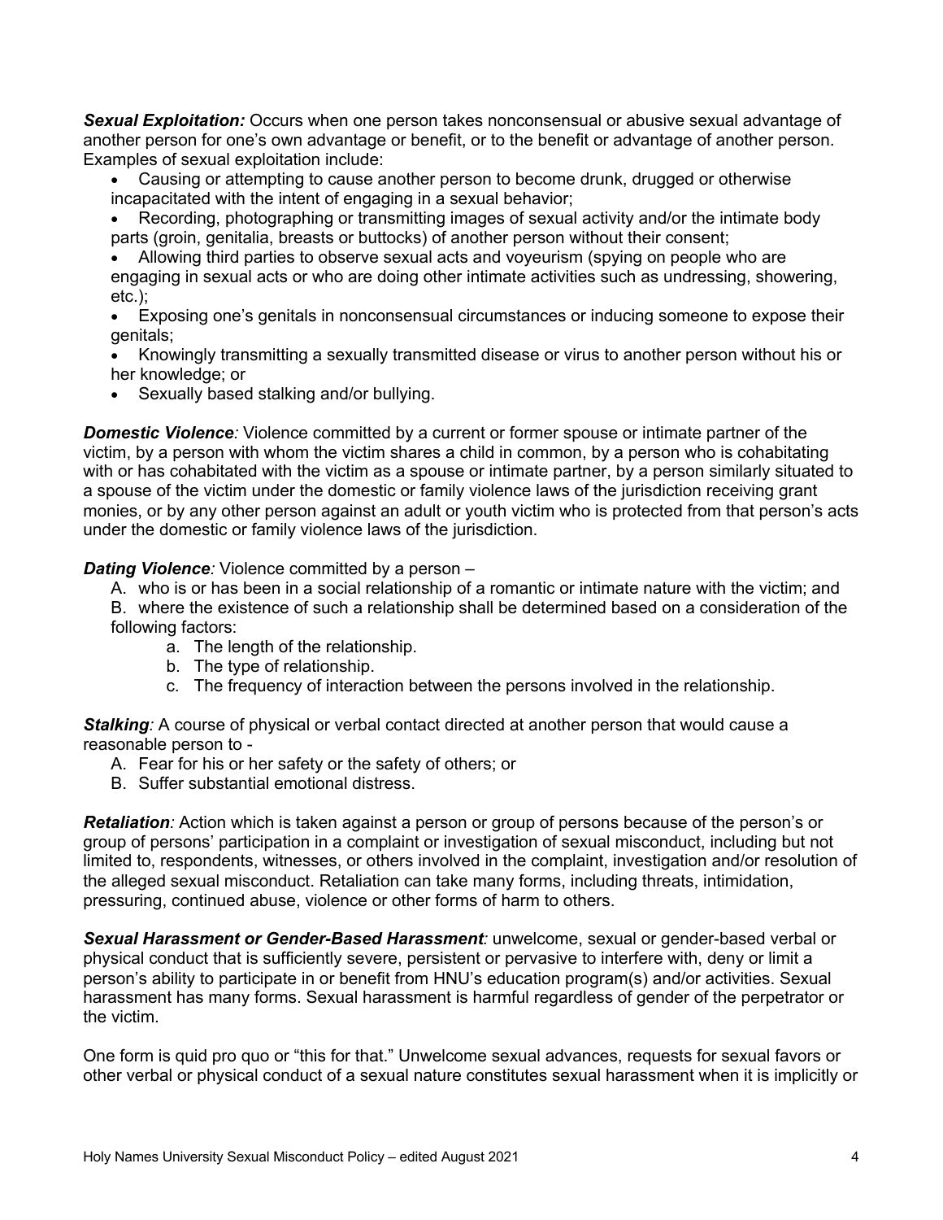***Sexual Exploitation:*** Occurs when one person takes nonconsensual or abusive sexual advantage of another person for one's own advantage or benefit, or to the benefit or advantage of another person. Examples of sexual exploitation include:

- Causing or attempting to cause another person to become drunk, drugged or otherwise incapacitated with the intent of engaging in a sexual behavior;
- Recording, photographing or transmitting images of sexual activity and/or the intimate body parts (groin, genitalia, breasts or buttocks) of another person without their consent;
- Allowing third parties to observe sexual acts and voyeurism (spying on people who are engaging in sexual acts or who are doing other intimate activities such as undressing, showering, etc.);
- Exposing one's genitals in nonconsensual circumstances or inducing someone to expose their genitals;
- Knowingly transmitting a sexually transmitted disease or virus to another person without his or her knowledge; or
- Sexually based stalking and/or bullying.

***Domestic Violence****:* Violence committed by a current or former spouse or intimate partner of the victim, by a person with whom the victim shares a child in common, by a person who is cohabitating with or has cohabitated with the victim as a spouse or intimate partner, by a person similarly situated to a spouse of the victim under the domestic or family violence laws of the jurisdiction receiving grant monies, or by any other person against an adult or youth victim who is protected from that person's acts under the domestic or family violence laws of the jurisdiction.

***Dating Violence****:* Violence committed by a person –

A. who is or has been in a social relationship of a romantic or intimate nature with the victim; and
B. where the existence of such a relationship shall be determined based on a consideration of the following factors:
    a. The length of the relationship.
    b. The type of relationship.
    c. The frequency of interaction between the persons involved in the relationship.

***Stalking****:* A course of physical or verbal contact directed at another person that would cause a reasonable person to -

A. Fear for his or her safety or the safety of others; or
B. Suffer substantial emotional distress.

***Retaliation****:* Action which is taken against a person or group of persons because of the person's or group of persons' participation in a complaint or investigation of sexual misconduct, including but not limited to, respondents, witnesses, or others involved in the complaint, investigation and/or resolution of the alleged sexual misconduct. Retaliation can take many forms, including threats, intimidation, pressuring, continued abuse, violence or other forms of harm to others.

***Sexual Harassment or Gender-Based Harassment****:* unwelcome, sexual or gender-based verbal or physical conduct that is sufficiently severe, persistent or pervasive to interfere with, deny or limit a person's ability to participate in or benefit from HNU's education program(s) and/or activities. Sexual harassment has many forms. Sexual harassment is harmful regardless of gender of the perpetrator or the victim.

One form is quid pro quo or "this for that." Unwelcome sexual advances, requests for sexual favors or other verbal or physical conduct of a sexual nature constitutes sexual harassment when it is implicitly or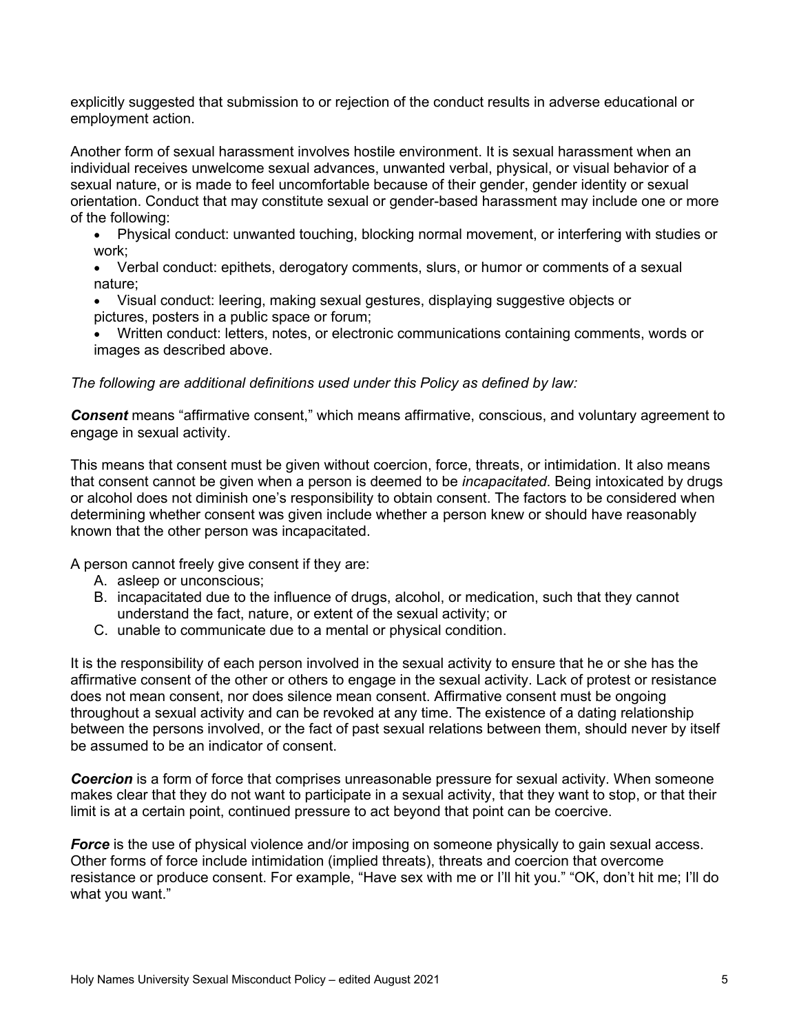explicitly suggested that submission to or rejection of the conduct results in adverse educational or employment action.

Another form of sexual harassment involves hostile environment. It is sexual harassment when an individual receives unwelcome sexual advances, unwanted verbal, physical, or visual behavior of a sexual nature, or is made to feel uncomfortable because of their gender, gender identity or sexual orientation. Conduct that may constitute sexual or gender-based harassment may include one or more of the following:

- Physical conduct: unwanted touching, blocking normal movement, or interfering with studies or work;
- Verbal conduct: epithets, derogatory comments, slurs, or humor or comments of a sexual nature;
- Visual conduct: leering, making sexual gestures, displaying suggestive objects or pictures, posters in a public space or forum;
- Written conduct: letters, notes, or electronic communications containing comments, words or images as described above.

*The following are additional definitions used under this Policy as defined by law:*

***Consent*** means "affirmative consent," which means affirmative, conscious, and voluntary agreement to engage in sexual activity.

This means that consent must be given without coercion, force, threats, or intimidation. It also means that consent cannot be given when a person is deemed to be *incapacitated*. Being intoxicated by drugs or alcohol does not diminish one's responsibility to obtain consent. The factors to be considered when determining whether consent was given include whether a person knew or should have reasonably known that the other person was incapacitated.

A person cannot freely give consent if they are:

A. asleep or unconscious;
B. incapacitated due to the influence of drugs, alcohol, or medication, such that they cannot understand the fact, nature, or extent of the sexual activity; or
C. unable to communicate due to a mental or physical condition.

It is the responsibility of each person involved in the sexual activity to ensure that he or she has the affirmative consent of the other or others to engage in the sexual activity. Lack of protest or resistance does not mean consent, nor does silence mean consent. Affirmative consent must be ongoing throughout a sexual activity and can be revoked at any time. The existence of a dating relationship between the persons involved, or the fact of past sexual relations between them, should never by itself be assumed to be an indicator of consent.

***Coercion*** is a form of force that comprises unreasonable pressure for sexual activity. When someone makes clear that they do not want to participate in a sexual activity, that they want to stop, or that their limit is at a certain point, continued pressure to act beyond that point can be coercive.

***Force*** is the use of physical violence and/or imposing on someone physically to gain sexual access. Other forms of force include intimidation (implied threats), threats and coercion that overcome resistance or produce consent. For example, "Have sex with me or I'll hit you." "OK, don't hit me; I'll do what you want."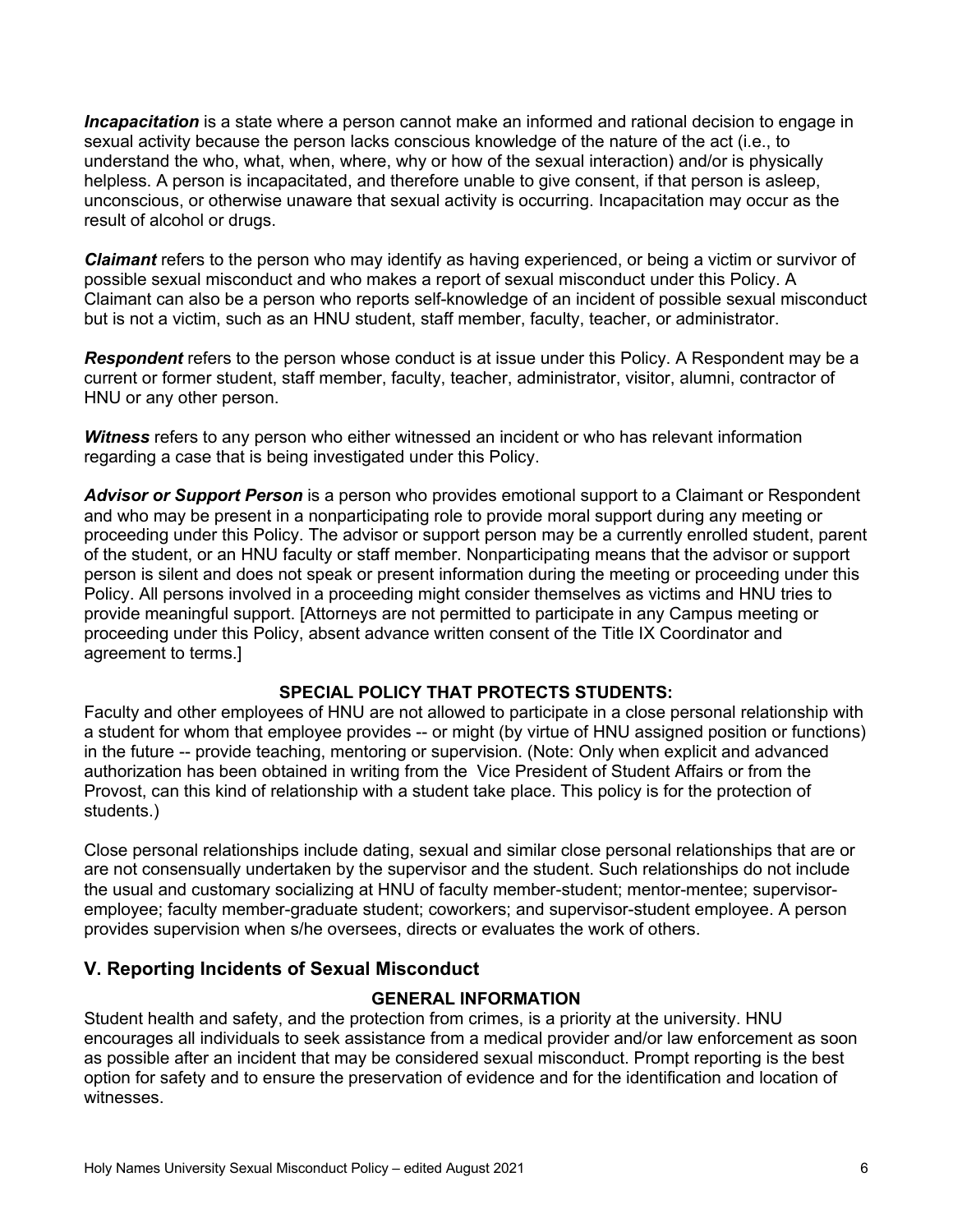***Incapacitation*** is a state where a person cannot make an informed and rational decision to engage in sexual activity because the person lacks conscious knowledge of the nature of the act (i.e., to understand the who, what, when, where, why or how of the sexual interaction) and/or is physically helpless. A person is incapacitated, and therefore unable to give consent, if that person is asleep, unconscious, or otherwise unaware that sexual activity is occurring. Incapacitation may occur as the result of alcohol or drugs.

***Claimant*** refers to the person who may identify as having experienced, or being a victim or survivor of possible sexual misconduct and who makes a report of sexual misconduct under this Policy. A Claimant can also be a person who reports self-knowledge of an incident of possible sexual misconduct but is not a victim, such as an HNU student, staff member, faculty, teacher, or administrator.

***Respondent*** refers to the person whose conduct is at issue under this Policy. A Respondent may be a current or former student, staff member, faculty, teacher, administrator, visitor, alumni, contractor of HNU or any other person.

***Witness*** refers to any person who either witnessed an incident or who has relevant information regarding a case that is being investigated under this Policy.

***Advisor or Support Person*** is a person who provides emotional support to a Claimant or Respondent and who may be present in a nonparticipating role to provide moral support during any meeting or proceeding under this Policy. The advisor or support person may be a currently enrolled student, parent of the student, or an HNU faculty or staff member. Nonparticipating means that the advisor or support person is silent and does not speak or present information during the meeting or proceeding under this Policy. All persons involved in a proceeding might consider themselves as victims and HNU tries to provide meaningful support. [Attorneys are not permitted to participate in any Campus meeting or proceeding under this Policy, absent advance written consent of the Title IX Coordinator and agreement to terms.]

**SPECIAL POLICY THAT PROTECTS STUDENTS:**

Faculty and other employees of HNU are not allowed to participate in a close personal relationship with a student for whom that employee provides -- or might (by virtue of HNU assigned position or functions) in the future -- provide teaching, mentoring or supervision. (Note: Only when explicit and advanced authorization has been obtained in writing from the Vice President of Student Affairs or from the Provost, can this kind of relationship with a student take place. This policy is for the protection of students.)

Close personal relationships include dating, sexual and similar close personal relationships that are or are not consensually undertaken by the supervisor and the student. Such relationships do not include the usual and customary socializing at HNU of faculty member-student; mentor-mentee; supervisor-employee; faculty member-graduate student; coworkers; and supervisor-student employee. A person provides supervision when s/he oversees, directs or evaluates the work of others.

## V. Reporting Incidents of Sexual Misconduct

**GENERAL INFORMATION**

Student health and safety, and the protection from crimes, is a priority at the university. HNU encourages all individuals to seek assistance from a medical provider and/or law enforcement as soon as possible after an incident that may be considered sexual misconduct. Prompt reporting is the best option for safety and to ensure the preservation of evidence and for the identification and location of witnesses.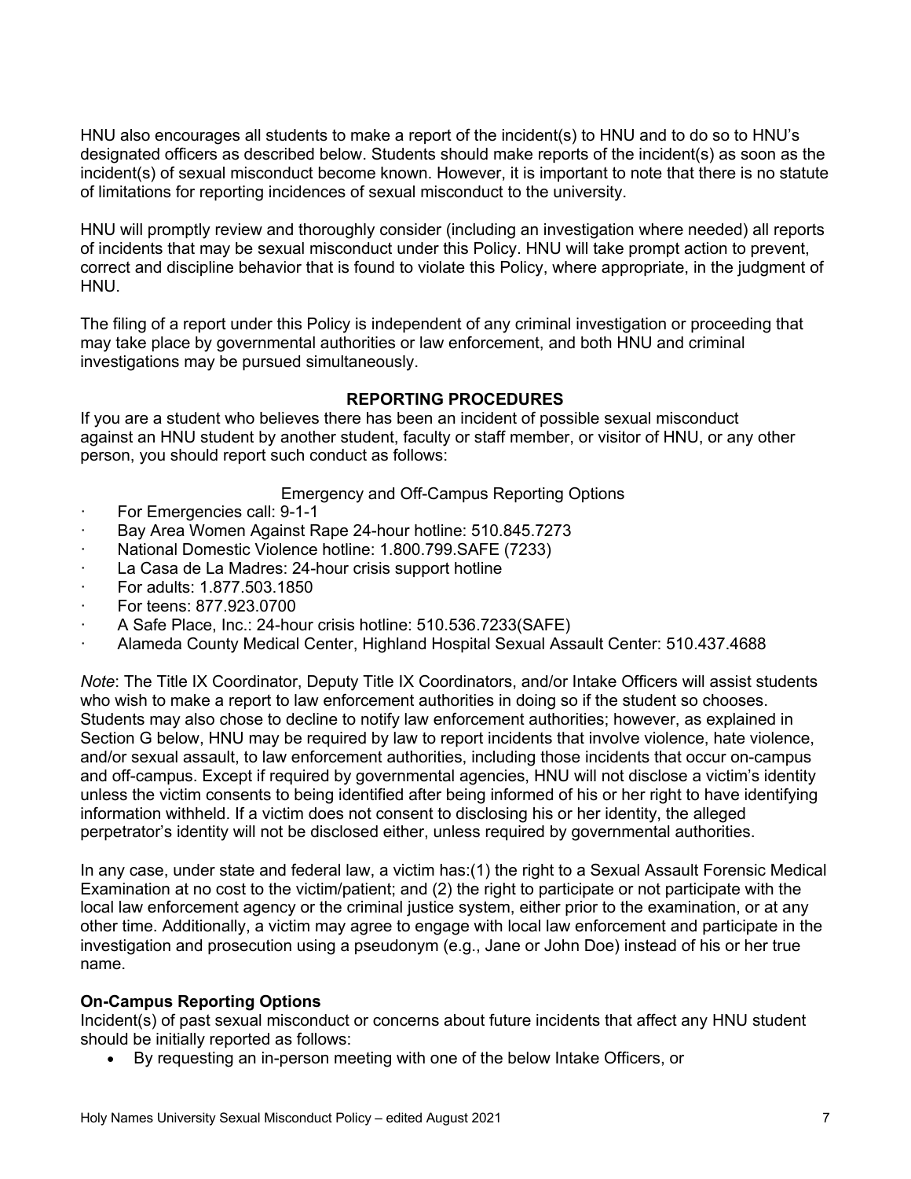HNU also encourages all students to make a report of the incident(s) to HNU and to do so to HNU's designated officers as described below. Students should make reports of the incident(s) as soon as the incident(s) of sexual misconduct become known. However, it is important to note that there is no statute of limitations for reporting incidences of sexual misconduct to the university.

HNU will promptly review and thoroughly consider (including an investigation where needed) all reports of incidents that may be sexual misconduct under this Policy. HNU will take prompt action to prevent, correct and discipline behavior that is found to violate this Policy, where appropriate, in the judgment of HNU.

The filing of a report under this Policy is independent of any criminal investigation or proceeding that may take place by governmental authorities or law enforcement, and both HNU and criminal investigations may be pursued simultaneously.

## REPORTING PROCEDURES

If you are a student who believes there has been an incident of possible sexual misconduct against an HNU student by another student, faculty or staff member, or visitor of HNU, or any other person, you should report such conduct as follows:

Emergency and Off-Campus Reporting Options

- For Emergencies call: 9-1-1
- Bay Area Women Against Rape 24-hour hotline: 510.845.7273
- National Domestic Violence hotline: 1.800.799.SAFE (7233)
- La Casa de La Madres: 24-hour crisis support hotline
- For adults: 1.877.503.1850
- For teens: 877.923.0700
- A Safe Place, Inc.: 24-hour crisis hotline: 510.536.7233(SAFE)
- Alameda County Medical Center, Highland Hospital Sexual Assault Center: 510.437.4688

*Note*: The Title IX Coordinator, Deputy Title IX Coordinators, and/or Intake Officers will assist students who wish to make a report to law enforcement authorities in doing so if the student so chooses. Students may also chose to decline to notify law enforcement authorities; however, as explained in Section G below, HNU may be required by law to report incidents that involve violence, hate violence, and/or sexual assault, to law enforcement authorities, including those incidents that occur on-campus and off-campus. Except if required by governmental agencies, HNU will not disclose a victim's identity unless the victim consents to being identified after being informed of his or her right to have identifying information withheld. If a victim does not consent to disclosing his or her identity, the alleged perpetrator's identity will not be disclosed either, unless required by governmental authorities.

In any case, under state and federal law, a victim has:(1) the right to a Sexual Assault Forensic Medical Examination at no cost to the victim/patient; and (2) the right to participate or not participate with the local law enforcement agency or the criminal justice system, either prior to the examination, or at any other time. Additionally, a victim may agree to engage with local law enforcement and participate in the investigation and prosecution using a pseudonym (e.g., Jane or John Doe) instead of his or her true name.

**On-Campus Reporting Options**

Incident(s) of past sexual misconduct or concerns about future incidents that affect any HNU student should be initially reported as follows:

- By requesting an in-person meeting with one of the below Intake Officers, or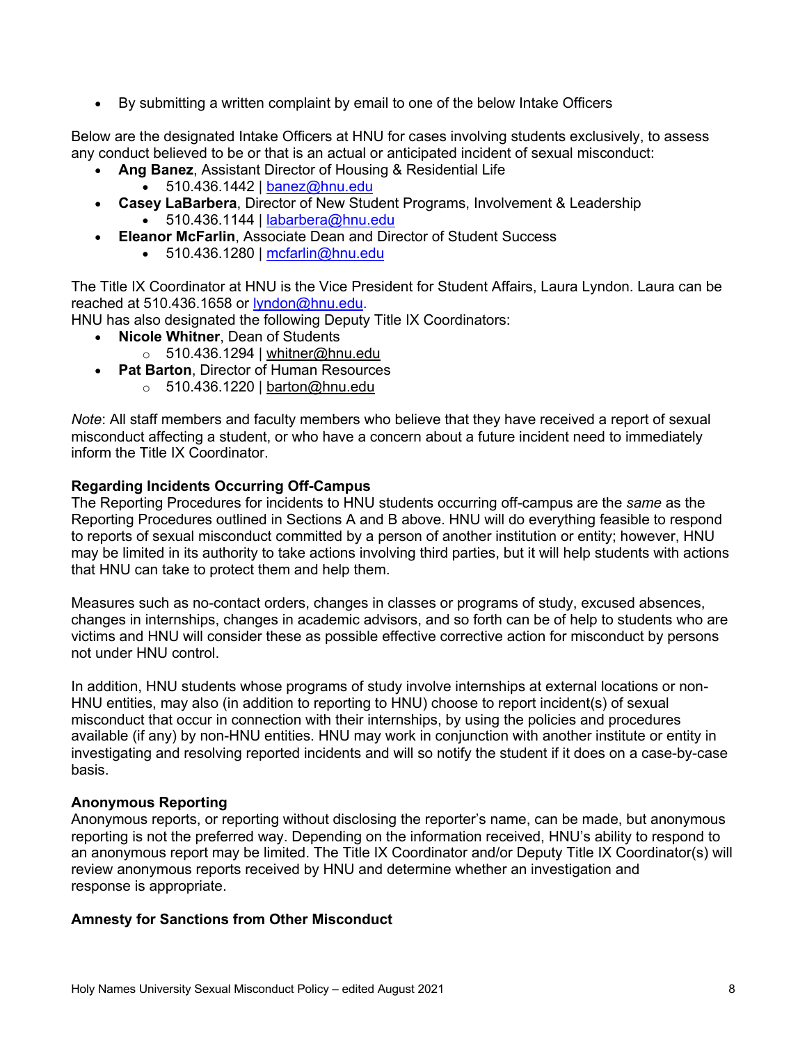- By submitting a written complaint by email to one of the below Intake Officers

Below are the designated Intake Officers at HNU for cases involving students exclusively, to assess any conduct believed to be or that is an actual or anticipated incident of sexual misconduct:

- **Ang Banez**, Assistant Director of Housing & Residential Life
    - 510.436.1442 | banez@hnu.edu
- **Casey LaBarbera**, Director of New Student Programs, Involvement & Leadership
    - 510.436.1144 | labarbera@hnu.edu
- **Eleanor McFarlin**, Associate Dean and Director of Student Success
    - 510.436.1280 | mcfarlin@hnu.edu

The Title IX Coordinator at HNU is the Vice President for Student Affairs, Laura Lyndon. Laura can be reached at 510.436.1658 or lyndon@hnu.edu.

HNU has also designated the following Deputy Title IX Coordinators:

- **Nicole Whitner**, Dean of Students
    - 510.436.1294 | whitner@hnu.edu
- **Pat Barton**, Director of Human Resources
    - 510.436.1220 | barton@hnu.edu

*Note*: All staff members and faculty members who believe that they have received a report of sexual misconduct affecting a student, or who have a concern about a future incident need to immediately inform the Title IX Coordinator.

**Regarding Incidents Occurring Off-Campus**

The Reporting Procedures for incidents to HNU students occurring off-campus are the *same* as the Reporting Procedures outlined in Sections A and B above. HNU will do everything feasible to respond to reports of sexual misconduct committed by a person of another institution or entity; however, HNU may be limited in its authority to take actions involving third parties, but it will help students with actions that HNU can take to protect them and help them.

Measures such as no-contact orders, changes in classes or programs of study, excused absences, changes in internships, changes in academic advisors, and so forth can be of help to students who are victims and HNU will consider these as possible effective corrective action for misconduct by persons not under HNU control.

In addition, HNU students whose programs of study involve internships at external locations or non-HNU entities, may also (in addition to reporting to HNU) choose to report incident(s) of sexual misconduct that occur in connection with their internships, by using the policies and procedures available (if any) by non-HNU entities. HNU may work in conjunction with another institute or entity in investigating and resolving reported incidents and will so notify the student if it does on a case-by-case basis.

**Anonymous Reporting**

Anonymous reports, or reporting without disclosing the reporter's name, can be made, but anonymous reporting is not the preferred way. Depending on the information received, HNU's ability to respond to an anonymous report may be limited. The Title IX Coordinator and/or Deputy Title IX Coordinator(s) will review anonymous reports received by HNU and determine whether an investigation and response is appropriate.

**Amnesty for Sanctions from Other Misconduct**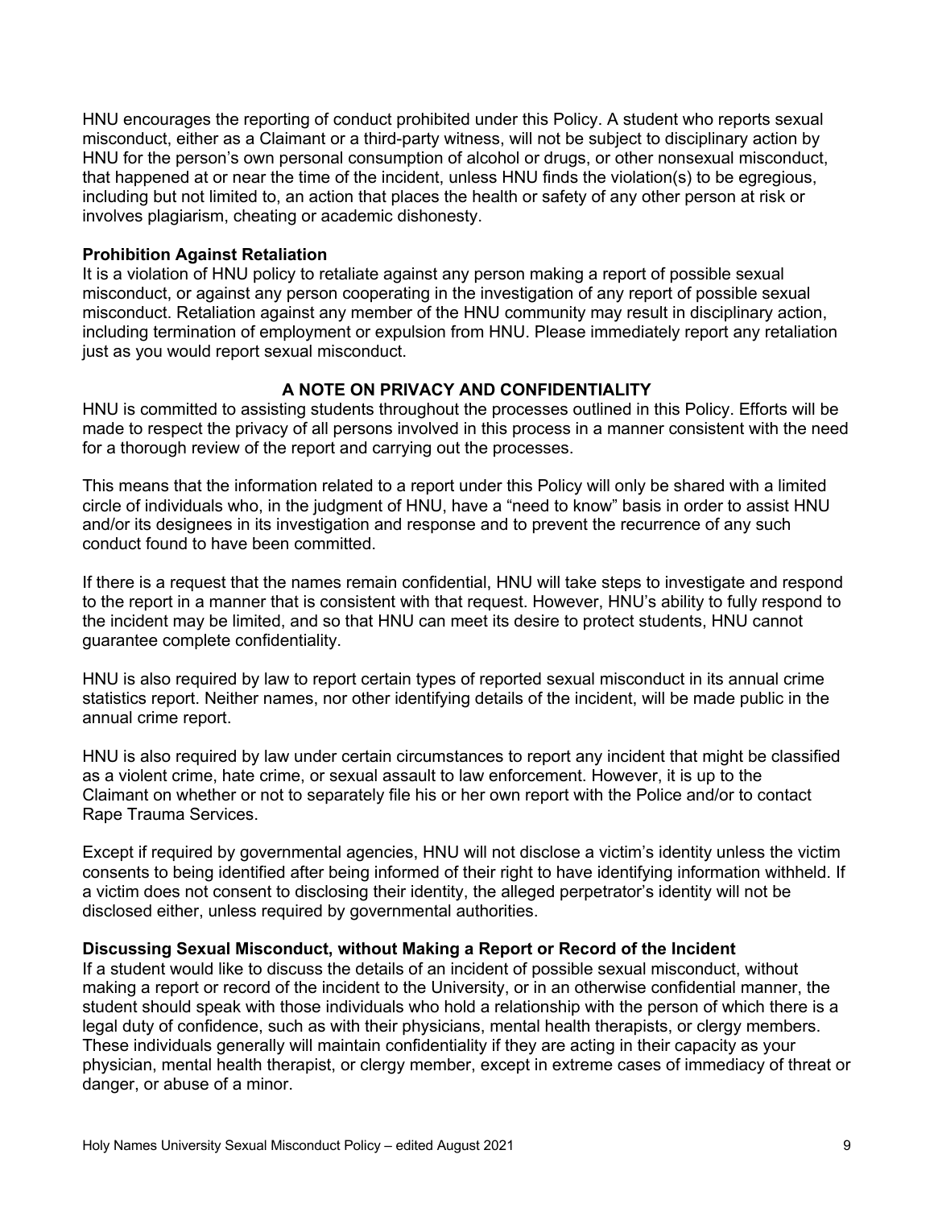HNU encourages the reporting of conduct prohibited under this Policy. A student who reports sexual misconduct, either as a Claimant or a third-party witness, will not be subject to disciplinary action by HNU for the person's own personal consumption of alcohol or drugs, or other nonsexual misconduct, that happened at or near the time of the incident, unless HNU finds the violation(s) to be egregious, including but not limited to, an action that places the health or safety of any other person at risk or involves plagiarism, cheating or academic dishonesty.

**Prohibition Against Retaliation**

It is a violation of HNU policy to retaliate against any person making a report of possible sexual misconduct, or against any person cooperating in the investigation of any report of possible sexual misconduct. Retaliation against any member of the HNU community may result in disciplinary action, including termination of employment or expulsion from HNU. Please immediately report any retaliation just as you would report sexual misconduct.

## A NOTE ON PRIVACY AND CONFIDENTIALITY

HNU is committed to assisting students throughout the processes outlined in this Policy. Efforts will be made to respect the privacy of all persons involved in this process in a manner consistent with the need for a thorough review of the report and carrying out the processes.

This means that the information related to a report under this Policy will only be shared with a limited circle of individuals who, in the judgment of HNU, have a "need to know" basis in order to assist HNU and/or its designees in its investigation and response and to prevent the recurrence of any such conduct found to have been committed.

If there is a request that the names remain confidential, HNU will take steps to investigate and respond to the report in a manner that is consistent with that request. However, HNU's ability to fully respond to the incident may be limited, and so that HNU can meet its desire to protect students, HNU cannot guarantee complete confidentiality.

HNU is also required by law to report certain types of reported sexual misconduct in its annual crime statistics report. Neither names, nor other identifying details of the incident, will be made public in the annual crime report.

HNU is also required by law under certain circumstances to report any incident that might be classified as a violent crime, hate crime, or sexual assault to law enforcement. However, it is up to the Claimant on whether or not to separately file his or her own report with the Police and/or to contact Rape Trauma Services.

Except if required by governmental agencies, HNU will not disclose a victim's identity unless the victim consents to being identified after being informed of their right to have identifying information withheld. If a victim does not consent to disclosing their identity, the alleged perpetrator's identity will not be disclosed either, unless required by governmental authorities.

**Discussing Sexual Misconduct, without Making a Report or Record of the Incident**

If a student would like to discuss the details of an incident of possible sexual misconduct, without making a report or record of the incident to the University, or in an otherwise confidential manner, the student should speak with those individuals who hold a relationship with the person of which there is a legal duty of confidence, such as with their physicians, mental health therapists, or clergy members. These individuals generally will maintain confidentiality if they are acting in their capacity as your physician, mental health therapist, or clergy member, except in extreme cases of immediacy of threat or danger, or abuse of a minor.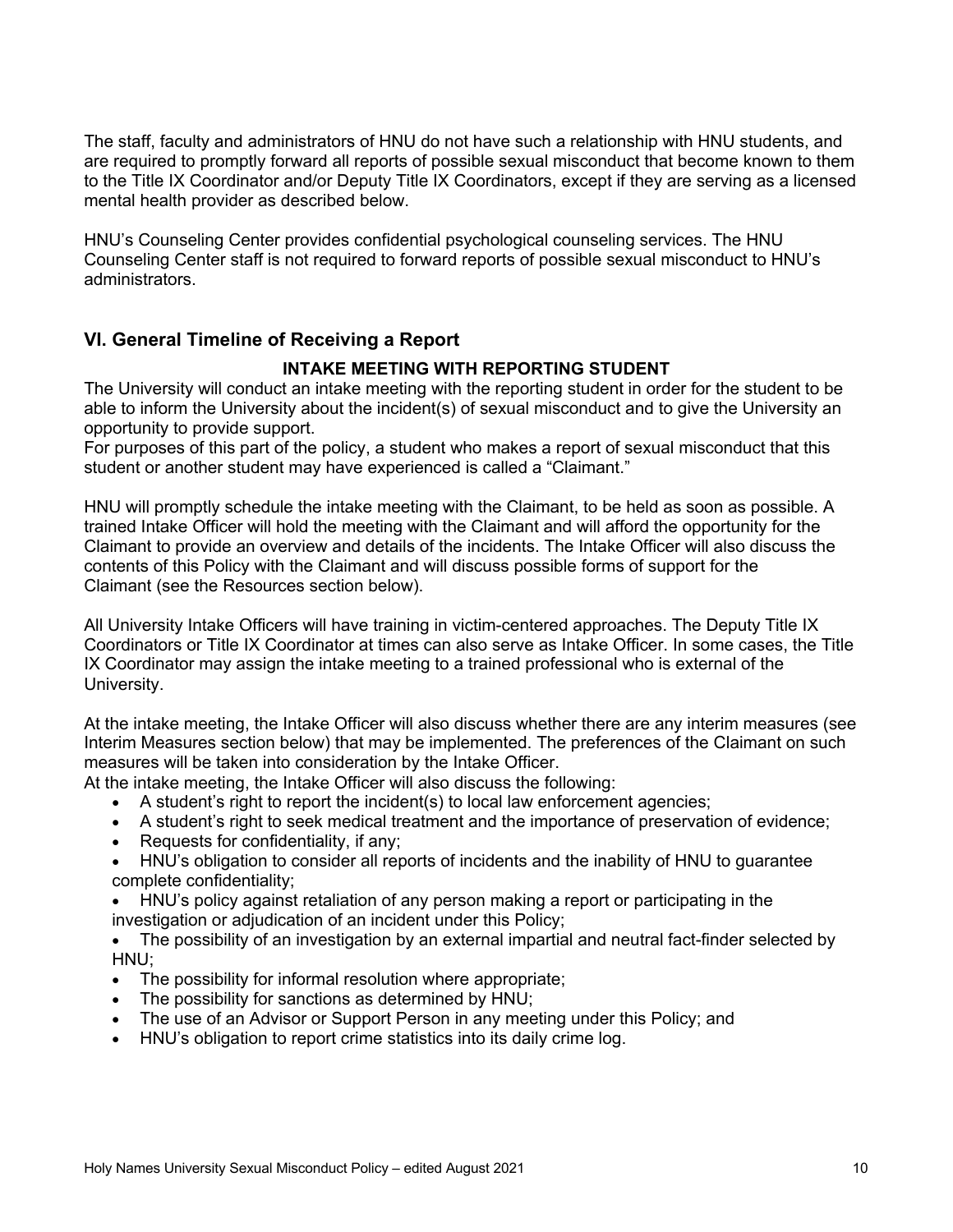The staff, faculty and administrators of HNU do not have such a relationship with HNU students, and are required to promptly forward all reports of possible sexual misconduct that become known to them to the Title IX Coordinator and/or Deputy Title IX Coordinators, except if they are serving as a licensed mental health provider as described below.

HNU's Counseling Center provides confidential psychological counseling services. The HNU Counseling Center staff is not required to forward reports of possible sexual misconduct to HNU's administrators.

## VI. General Timeline of Receiving a Report

**INTAKE MEETING WITH REPORTING STUDENT**

The University will conduct an intake meeting with the reporting student in order for the student to be able to inform the University about the incident(s) of sexual misconduct and to give the University an opportunity to provide support.

For purposes of this part of the policy, a student who makes a report of sexual misconduct that this student or another student may have experienced is called a "Claimant."

HNU will promptly schedule the intake meeting with the Claimant, to be held as soon as possible. A trained Intake Officer will hold the meeting with the Claimant and will afford the opportunity for the Claimant to provide an overview and details of the incidents. The Intake Officer will also discuss the contents of this Policy with the Claimant and will discuss possible forms of support for the Claimant (see the Resources section below).

All University Intake Officers will have training in victim-centered approaches. The Deputy Title IX Coordinators or Title IX Coordinator at times can also serve as Intake Officer. In some cases, the Title IX Coordinator may assign the intake meeting to a trained professional who is external of the University.

At the intake meeting, the Intake Officer will also discuss whether there are any interim measures (see Interim Measures section below) that may be implemented. The preferences of the Claimant on such measures will be taken into consideration by the Intake Officer.

At the intake meeting, the Intake Officer will also discuss the following:

- A student's right to report the incident(s) to local law enforcement agencies;
- A student's right to seek medical treatment and the importance of preservation of evidence;
- Requests for confidentiality, if any;
- HNU's obligation to consider all reports of incidents and the inability of HNU to guarantee complete confidentiality;
- HNU's policy against retaliation of any person making a report or participating in the investigation or adjudication of an incident under this Policy;
- The possibility of an investigation by an external impartial and neutral fact-finder selected by HNU;
- The possibility for informal resolution where appropriate;
- The possibility for sanctions as determined by HNU;
- The use of an Advisor or Support Person in any meeting under this Policy; and
- HNU's obligation to report crime statistics into its daily crime log.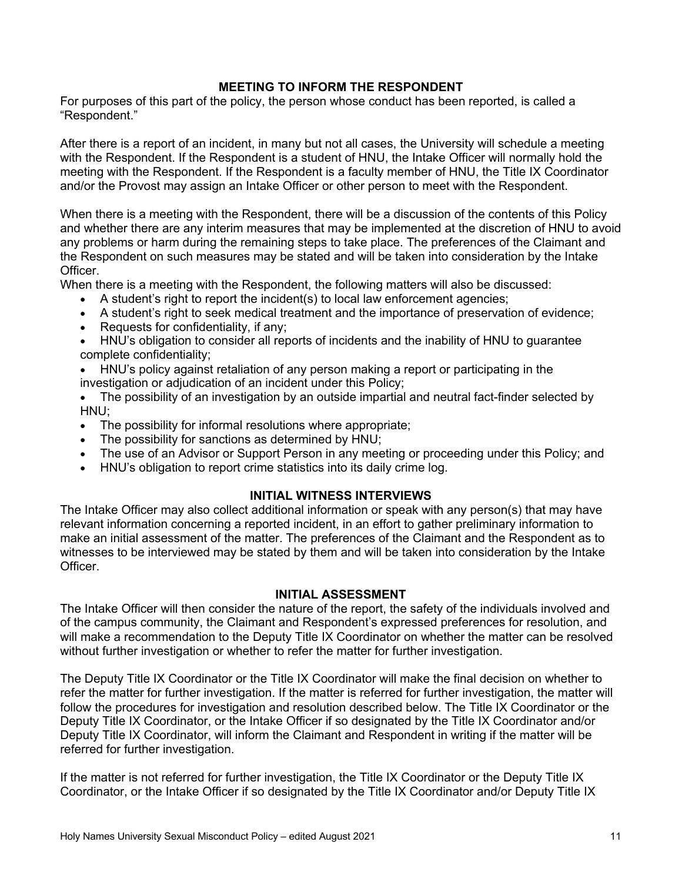## MEETING TO INFORM THE RESPONDENT

For purposes of this part of the policy, the person whose conduct has been reported, is called a "Respondent."

After there is a report of an incident, in many but not all cases, the University will schedule a meeting with the Respondent. If the Respondent is a student of HNU, the Intake Officer will normally hold the meeting with the Respondent. If the Respondent is a faculty member of HNU, the Title IX Coordinator and/or the Provost may assign an Intake Officer or other person to meet with the Respondent.

When there is a meeting with the Respondent, there will be a discussion of the contents of this Policy and whether there are any interim measures that may be implemented at the discretion of HNU to avoid any problems or harm during the remaining steps to take place. The preferences of the Claimant and the Respondent on such measures may be stated and will be taken into consideration by the Intake Officer.

When there is a meeting with the Respondent, the following matters will also be discussed:

- A student's right to report the incident(s) to local law enforcement agencies;
- A student's right to seek medical treatment and the importance of preservation of evidence;
- Requests for confidentiality, if any;
- HNU's obligation to consider all reports of incidents and the inability of HNU to guarantee complete confidentiality;
- HNU's policy against retaliation of any person making a report or participating in the investigation or adjudication of an incident under this Policy;
- The possibility of an investigation by an outside impartial and neutral fact-finder selected by HNU;
- The possibility for informal resolutions where appropriate;
- The possibility for sanctions as determined by HNU;
- The use of an Advisor or Support Person in any meeting or proceeding under this Policy; and
- HNU's obligation to report crime statistics into its daily crime log.

## INITIAL WITNESS INTERVIEWS

The Intake Officer may also collect additional information or speak with any person(s) that may have relevant information concerning a reported incident, in an effort to gather preliminary information to make an initial assessment of the matter. The preferences of the Claimant and the Respondent as to witnesses to be interviewed may be stated by them and will be taken into consideration by the Intake Officer.

## INITIAL ASSESSMENT

The Intake Officer will then consider the nature of the report, the safety of the individuals involved and of the campus community, the Claimant and Respondent's expressed preferences for resolution, and will make a recommendation to the Deputy Title IX Coordinator on whether the matter can be resolved without further investigation or whether to refer the matter for further investigation.

The Deputy Title IX Coordinator or the Title IX Coordinator will make the final decision on whether to refer the matter for further investigation. If the matter is referred for further investigation, the matter will follow the procedures for investigation and resolution described below. The Title IX Coordinator or the Deputy Title IX Coordinator, or the Intake Officer if so designated by the Title IX Coordinator and/or Deputy Title IX Coordinator, will inform the Claimant and Respondent in writing if the matter will be referred for further investigation.

If the matter is not referred for further investigation, the Title IX Coordinator or the Deputy Title IX Coordinator, or the Intake Officer if so designated by the Title IX Coordinator and/or Deputy Title IX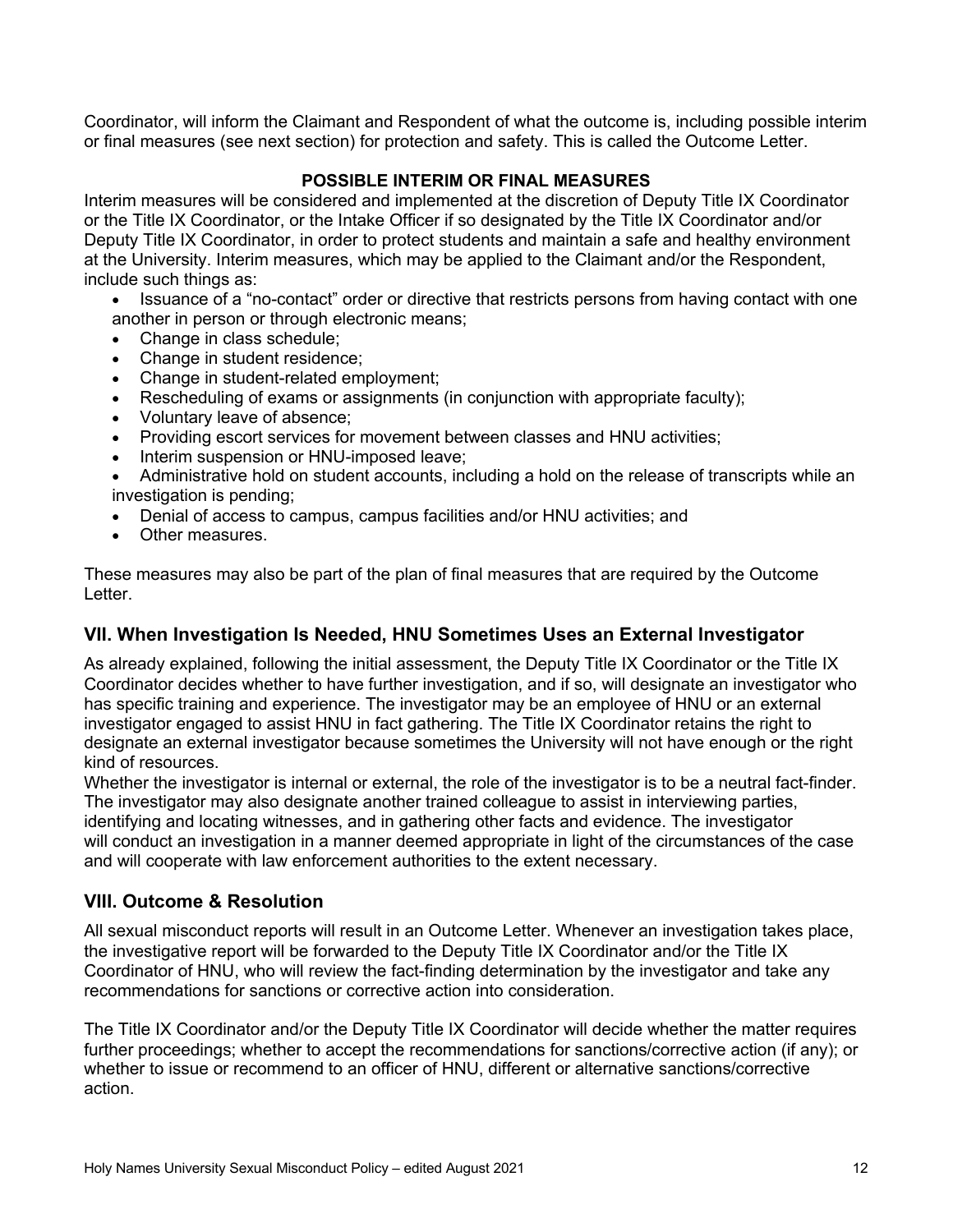Coordinator, will inform the Claimant and Respondent of what the outcome is, including possible interim or final measures (see next section) for protection and safety. This is called the Outcome Letter.

**POSSIBLE INTERIM OR FINAL MEASURES**

Interim measures will be considered and implemented at the discretion of Deputy Title IX Coordinator or the Title IX Coordinator, or the Intake Officer if so designated by the Title IX Coordinator and/or Deputy Title IX Coordinator, in order to protect students and maintain a safe and healthy environment at the University. Interim measures, which may be applied to the Claimant and/or the Respondent, include such things as:

- Issuance of a "no-contact" order or directive that restricts persons from having contact with one another in person or through electronic means;
- Change in class schedule;
- Change in student residence;
- Change in student-related employment;
- Rescheduling of exams or assignments (in conjunction with appropriate faculty);
- Voluntary leave of absence;
- Providing escort services for movement between classes and HNU activities;
- Interim suspension or HNU-imposed leave;
- Administrative hold on student accounts, including a hold on the release of transcripts while an investigation is pending;
- Denial of access to campus, campus facilities and/or HNU activities; and
- Other measures.

These measures may also be part of the plan of final measures that are required by the Outcome Letter.

## VII. When Investigation Is Needed, HNU Sometimes Uses an External Investigator

As already explained, following the initial assessment, the Deputy Title IX Coordinator or the Title IX Coordinator decides whether to have further investigation, and if so, will designate an investigator who has specific training and experience. The investigator may be an employee of HNU or an external investigator engaged to assist HNU in fact gathering. The Title IX Coordinator retains the right to designate an external investigator because sometimes the University will not have enough or the right kind of resources.

Whether the investigator is internal or external, the role of the investigator is to be a neutral fact-finder. The investigator may also designate another trained colleague to assist in interviewing parties, identifying and locating witnesses, and in gathering other facts and evidence. The investigator will conduct an investigation in a manner deemed appropriate in light of the circumstances of the case and will cooperate with law enforcement authorities to the extent necessary.

## VIII. Outcome & Resolution

All sexual misconduct reports will result in an Outcome Letter. Whenever an investigation takes place, the investigative report will be forwarded to the Deputy Title IX Coordinator and/or the Title IX Coordinator of HNU, who will review the fact-finding determination by the investigator and take any recommendations for sanctions or corrective action into consideration.

The Title IX Coordinator and/or the Deputy Title IX Coordinator will decide whether the matter requires further proceedings; whether to accept the recommendations for sanctions/corrective action (if any); or whether to issue or recommend to an officer of HNU, different or alternative sanctions/corrective action.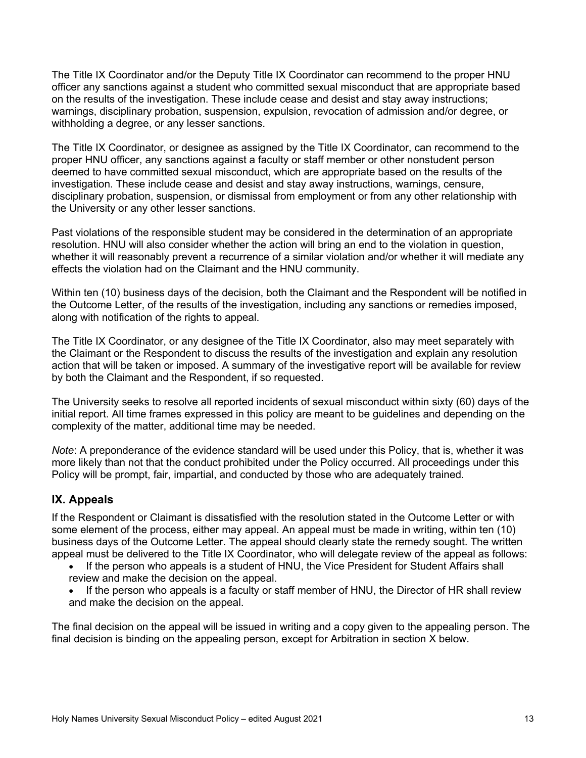The Title IX Coordinator and/or the Deputy Title IX Coordinator can recommend to the proper HNU officer any sanctions against a student who committed sexual misconduct that are appropriate based on the results of the investigation. These include cease and desist and stay away instructions; warnings, disciplinary probation, suspension, expulsion, revocation of admission and/or degree, or withholding a degree, or any lesser sanctions.

The Title IX Coordinator, or designee as assigned by the Title IX Coordinator, can recommend to the proper HNU officer, any sanctions against a faculty or staff member or other nonstudent person deemed to have committed sexual misconduct, which are appropriate based on the results of the investigation. These include cease and desist and stay away instructions, warnings, censure, disciplinary probation, suspension, or dismissal from employment or from any other relationship with the University or any other lesser sanctions.

Past violations of the responsible student may be considered in the determination of an appropriate resolution. HNU will also consider whether the action will bring an end to the violation in question, whether it will reasonably prevent a recurrence of a similar violation and/or whether it will mediate any effects the violation had on the Claimant and the HNU community.

Within ten (10) business days of the decision, both the Claimant and the Respondent will be notified in the Outcome Letter, of the results of the investigation, including any sanctions or remedies imposed, along with notification of the rights to appeal.

The Title IX Coordinator, or any designee of the Title IX Coordinator, also may meet separately with the Claimant or the Respondent to discuss the results of the investigation and explain any resolution action that will be taken or imposed. A summary of the investigative report will be available for review by both the Claimant and the Respondent, if so requested.

The University seeks to resolve all reported incidents of sexual misconduct within sixty (60) days of the initial report. All time frames expressed in this policy are meant to be guidelines and depending on the complexity of the matter, additional time may be needed.

*Note*: A preponderance of the evidence standard will be used under this Policy, that is, whether it was more likely than not that the conduct prohibited under the Policy occurred. All proceedings under this Policy will be prompt, fair, impartial, and conducted by those who are adequately trained.

## IX. Appeals

If the Respondent or Claimant is dissatisfied with the resolution stated in the Outcome Letter or with some element of the process, either may appeal. An appeal must be made in writing, within ten (10) business days of the Outcome Letter. The appeal should clearly state the remedy sought. The written appeal must be delivered to the Title IX Coordinator, who will delegate review of the appeal as follows:

- If the person who appeals is a student of HNU, the Vice President for Student Affairs shall review and make the decision on the appeal.
- If the person who appeals is a faculty or staff member of HNU, the Director of HR shall review and make the decision on the appeal.

The final decision on the appeal will be issued in writing and a copy given to the appealing person. The final decision is binding on the appealing person, except for Arbitration in section X below.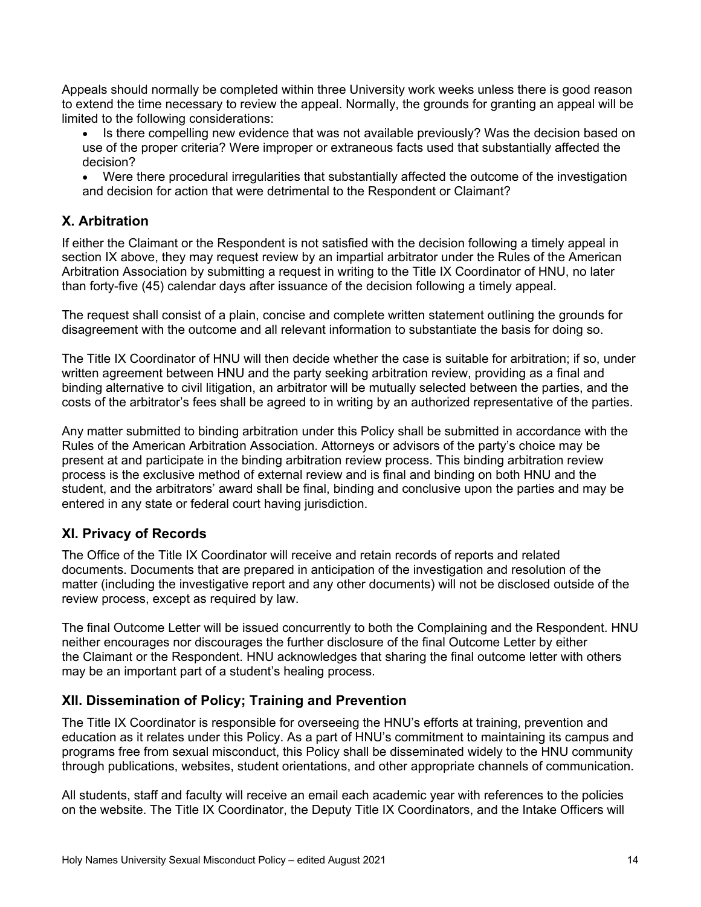Appeals should normally be completed within three University work weeks unless there is good reason to extend the time necessary to review the appeal. Normally, the grounds for granting an appeal will be limited to the following considerations:

- Is there compelling new evidence that was not available previously? Was the decision based on use of the proper criteria? Were improper or extraneous facts used that substantially affected the decision?
- Were there procedural irregularities that substantially affected the outcome of the investigation and decision for action that were detrimental to the Respondent or Claimant?

## X. Arbitration

If either the Claimant or the Respondent is not satisfied with the decision following a timely appeal in section IX above, they may request review by an impartial arbitrator under the Rules of the American Arbitration Association by submitting a request in writing to the Title IX Coordinator of HNU, no later than forty-five (45) calendar days after issuance of the decision following a timely appeal.

The request shall consist of a plain, concise and complete written statement outlining the grounds for disagreement with the outcome and all relevant information to substantiate the basis for doing so.

The Title IX Coordinator of HNU will then decide whether the case is suitable for arbitration; if so, under written agreement between HNU and the party seeking arbitration review, providing as a final and binding alternative to civil litigation, an arbitrator will be mutually selected between the parties, and the costs of the arbitrator's fees shall be agreed to in writing by an authorized representative of the parties.

Any matter submitted to binding arbitration under this Policy shall be submitted in accordance with the Rules of the American Arbitration Association. Attorneys or advisors of the party's choice may be present at and participate in the binding arbitration review process. This binding arbitration review process is the exclusive method of external review and is final and binding on both HNU and the student, and the arbitrators' award shall be final, binding and conclusive upon the parties and may be entered in any state or federal court having jurisdiction.

## XI. Privacy of Records

The Office of the Title IX Coordinator will receive and retain records of reports and related documents. Documents that are prepared in anticipation of the investigation and resolution of the matter (including the investigative report and any other documents) will not be disclosed outside of the review process, except as required by law.

The final Outcome Letter will be issued concurrently to both the Complaining and the Respondent. HNU neither encourages nor discourages the further disclosure of the final Outcome Letter by either the Claimant or the Respondent. HNU acknowledges that sharing the final outcome letter with others may be an important part of a student's healing process.

## XII. Dissemination of Policy; Training and Prevention

The Title IX Coordinator is responsible for overseeing the HNU's efforts at training, prevention and education as it relates under this Policy. As a part of HNU's commitment to maintaining its campus and programs free from sexual misconduct, this Policy shall be disseminated widely to the HNU community through publications, websites, student orientations, and other appropriate channels of communication.

All students, staff and faculty will receive an email each academic year with references to the policies on the website. The Title IX Coordinator, the Deputy Title IX Coordinators, and the Intake Officers will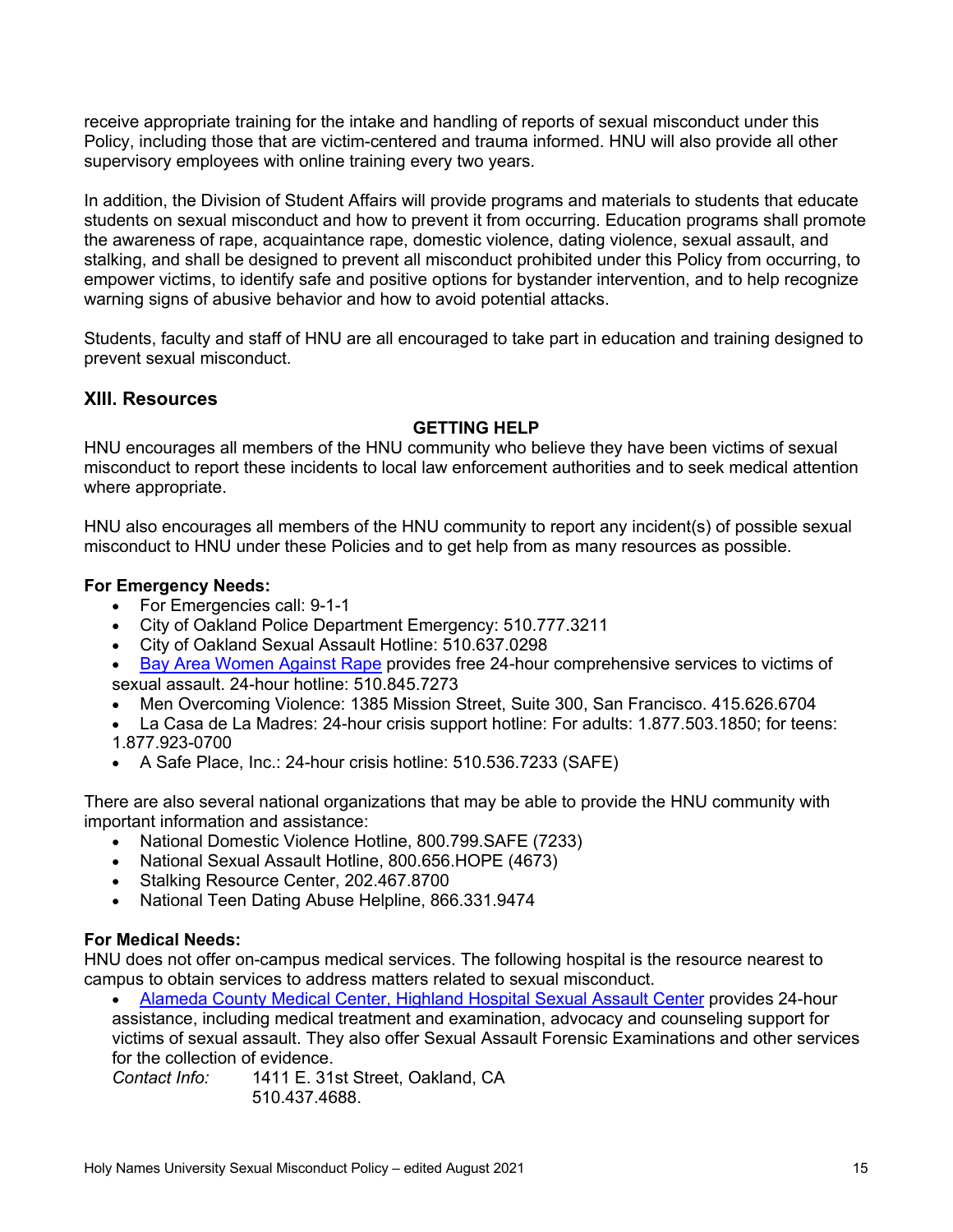receive appropriate training for the intake and handling of reports of sexual misconduct under this Policy, including those that are victim-centered and trauma informed. HNU will also provide all other supervisory employees with online training every two years.

In addition, the Division of Student Affairs will provide programs and materials to students that educate students on sexual misconduct and how to prevent it from occurring. Education programs shall promote the awareness of rape, acquaintance rape, domestic violence, dating violence, sexual assault, and stalking, and shall be designed to prevent all misconduct prohibited under this Policy from occurring, to empower victims, to identify safe and positive options for bystander intervention, and to help recognize warning signs of abusive behavior and how to avoid potential attacks.

Students, faculty and staff of HNU are all encouraged to take part in education and training designed to prevent sexual misconduct.

## XIII. Resources

**GETTING HELP**

HNU encourages all members of the HNU community who believe they have been victims of sexual misconduct to report these incidents to local law enforcement authorities and to seek medical attention where appropriate.

HNU also encourages all members of the HNU community to report any incident(s) of possible sexual misconduct to HNU under these Policies and to get help from as many resources as possible.

**For Emergency Needs:**

- For Emergencies call: 9-1-1
- City of Oakland Police Department Emergency: 510.777.3211
- City of Oakland Sexual Assault Hotline: 510.637.0298
- Bay Area Women Against Rape provides free 24-hour comprehensive services to victims of sexual assault. 24-hour hotline: 510.845.7273
- Men Overcoming Violence: 1385 Mission Street, Suite 300, San Francisco. 415.626.6704
- La Casa de La Madres: 24-hour crisis support hotline: For adults: 1.877.503.1850; for teens: 1.877.923-0700
- A Safe Place, Inc.: 24-hour crisis hotline: 510.536.7233 (SAFE)

There are also several national organizations that may be able to provide the HNU community with important information and assistance:

- National Domestic Violence Hotline, 800.799.SAFE (7233)
- National Sexual Assault Hotline, 800.656.HOPE (4673)
- Stalking Resource Center, 202.467.8700
- National Teen Dating Abuse Helpline, 866.331.9474

**For Medical Needs:**

HNU does not offer on-campus medical services. The following hospital is the resource nearest to campus to obtain services to address matters related to sexual misconduct.

- Alameda County Medical Center, Highland Hospital Sexual Assault Center provides 24-hour assistance, including medical treatment and examination, advocacy and counseling support for victims of sexual assault. They also offer Sexual Assault Forensic Examinations and other services for the collection of evidence.

  *Contact Info:* 1411 E. 31st Street, Oakland, CA
  510.437.4688.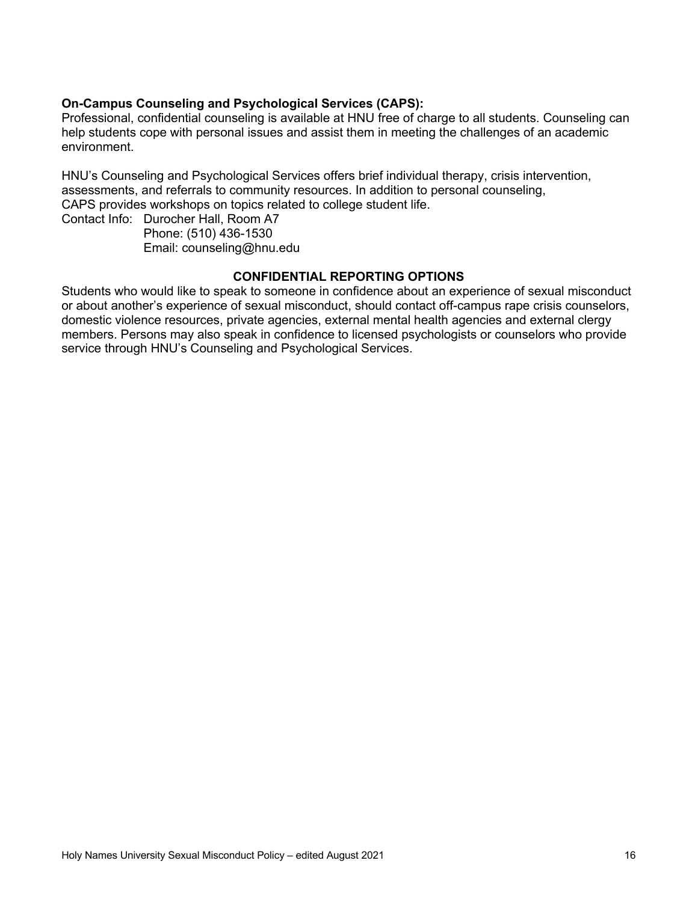**On-Campus Counseling and Psychological Services (CAPS):**

Professional, confidential counseling is available at HNU free of charge to all students. Counseling can help students cope with personal issues and assist them in meeting the challenges of an academic environment.

HNU's Counseling and Psychological Services offers brief individual therapy, crisis intervention, assessments, and referrals to community resources. In addition to personal counseling, CAPS provides workshops on topics related to college student life.

Contact Info: Durocher Hall, Room A7
Phone: (510) 436-1530
Email: counseling@hnu.edu

## CONFIDENTIAL REPORTING OPTIONS

Students who would like to speak to someone in confidence about an experience of sexual misconduct or about another's experience of sexual misconduct, should contact off-campus rape crisis counselors, domestic violence resources, private agencies, external mental health agencies and external clergy members. Persons may also speak in confidence to licensed psychologists or counselors who provide service through HNU's Counseling and Psychological Services.